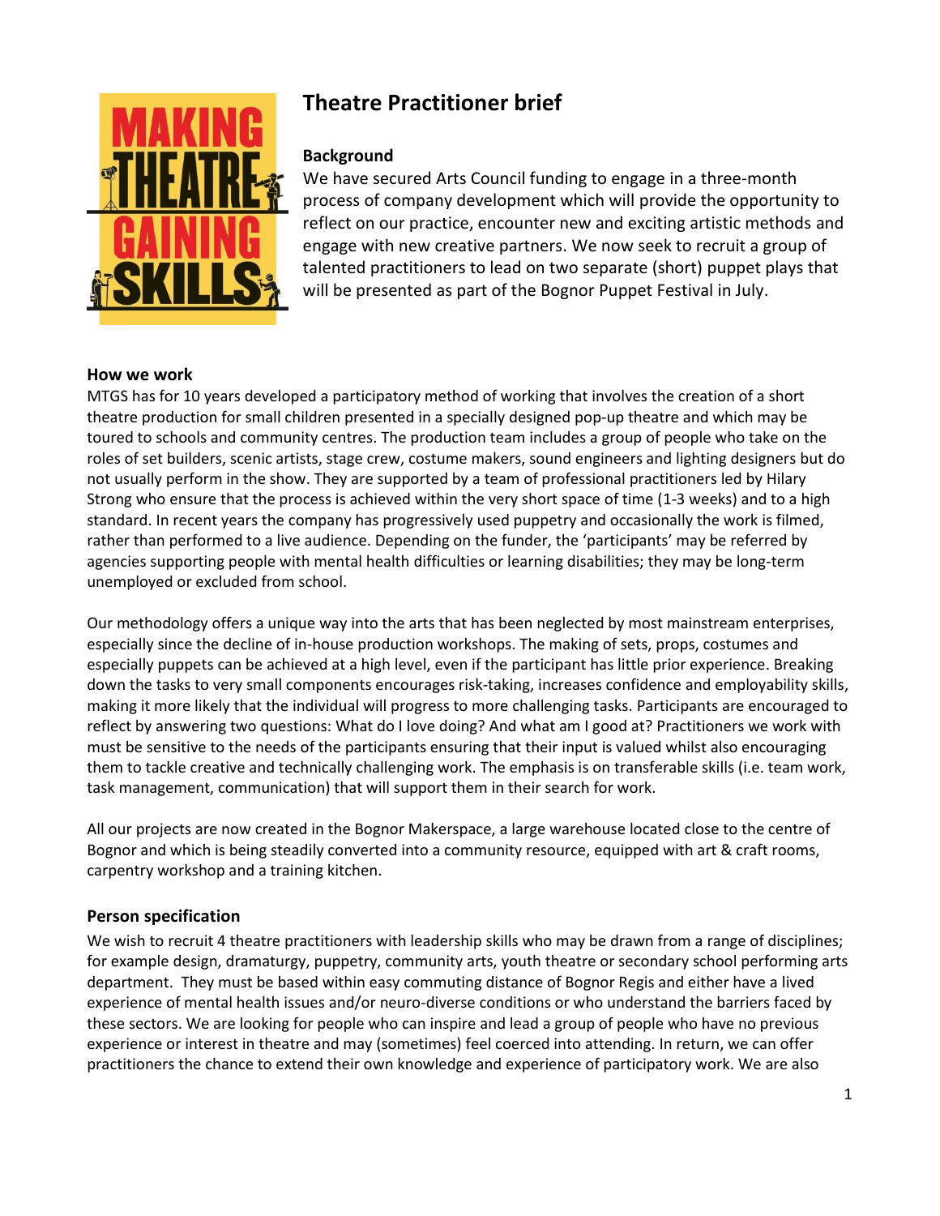# Theatre Practitioner brief

## Background

We have secured Arts Council funding to engage in a three-month process of company development which will provide the opportunity to reflect on our practice, encounter new and exciting artistic methods and engage with new creative partners. We now seek to recruit a group of talented practitioners to lead on two separate (short) puppet plays that will be presented as part of the Bognor Puppet Festival in July.

## How we work

MTGS has for 10 years developed a participatory method of working that involves the creation of a short theatre production for small children presented in a specially designed pop-up theatre and which may be toured to schools and community centres. The production team includes a group of people who take on the roles of set builders, scenic artists, stage crew, costume makers, sound engineers and lighting designers but do not usually perform in the show. They are supported by a team of professional practitioners led by Hilary Strong who ensure that the process is achieved within the very short space of time (1-3 weeks) and to a high standard. In recent years the company has progressively used puppetry and occasionally the work is filmed, rather than performed to a live audience. Depending on the funder, the 'participants' may be referred by agencies supporting people with mental health difficulties or learning disabilities; they may be long-term unemployed or excluded from school.

Our methodology offers a unique way into the arts that has been neglected by most mainstream enterprises, especially since the decline of in-house production workshops. The making of sets, props, costumes and especially puppets can be achieved at a high level, even if the participant has little prior experience. Breaking down the tasks to very small components encourages risk-taking, increases confidence and employability skills, making it more likely that the individual will progress to more challenging tasks. Participants are encouraged to reflect by answering two questions: What do I love doing? And what am I good at? Practitioners we work with must be sensitive to the needs of the participants ensuring that their input is valued whilst also encouraging them to tackle creative and technically challenging work. The emphasis is on transferable skills (i.e. team work, task management, communication) that will support them in their search for work.

All our projects are now created in the Bognor Makerspace, a large warehouse located close to the centre of Bognor and which is being steadily converted into a community resource, equipped with art & craft rooms, carpentry workshop and a training kitchen.

## Person specification

We wish to recruit 4 theatre practitioners with leadership skills who may be drawn from a range of disciplines; for example design, dramaturgy, puppetry, community arts, youth theatre or secondary school performing arts department. They must be based within easy commuting distance of Bognor Regis and either have a lived experience of mental health issues and/or neuro-diverse conditions or who understand the barriers faced by these sectors. We are looking for people who can inspire and lead a group of people who have no previous experience or interest in theatre and may (sometimes) feel coerced into attending. In return, we can offer practitioners the chance to extend their own knowledge and experience of participatory work. We are also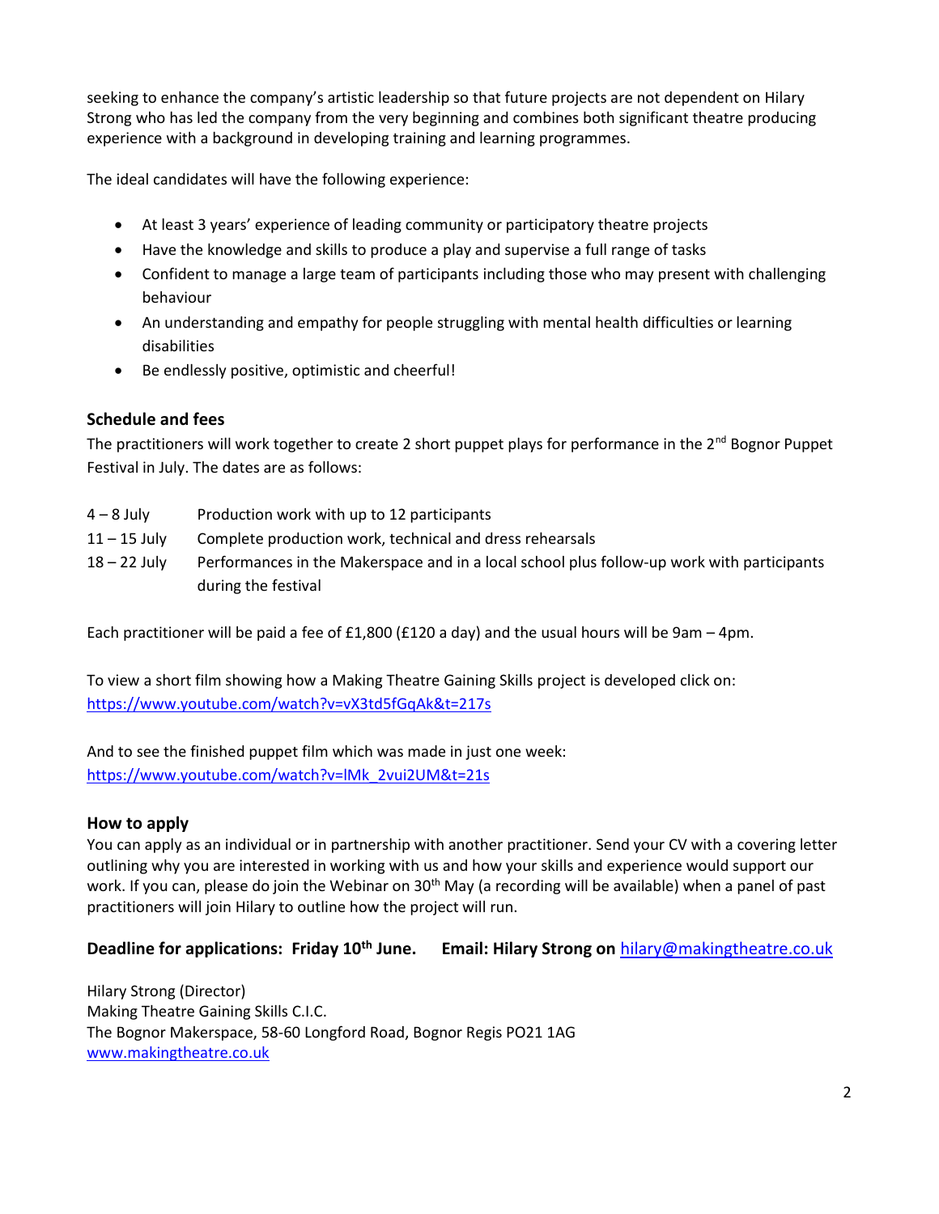seeking to enhance the company's artistic leadership so that future projects are not dependent on Hilary Strong who has led the company from the very beginning and combines both significant theatre producing experience with a background in developing training and learning programmes.

The ideal candidates will have the following experience:

- At least 3 years' experience of leading community or participatory theatre projects
- Have the knowledge and skills to produce a play and supervise a full range of tasks
- Confident to manage a large team of participants including those who may present with challenging behaviour
- An understanding and empathy for people struggling with mental health difficulties or learning disabilities
- Be endlessly positive, optimistic and cheerful!

### Schedule and fees

The practitioners will work together to create 2 short puppet plays for performance in the 2nd Bognor Puppet Festival in July. The dates are as follows:

| | |
|---|---|
| 4 – 8 July | Production work with up to 12 participants |
| 11 – 15 July | Complete production work, technical and dress rehearsals |
| 18 – 22 July | Performances in the Makerspace and in a local school plus follow-up work with participants during the festival |

Each practitioner will be paid a fee of £1,800 (£120 a day) and the usual hours will be 9am – 4pm.

To view a short film showing how a Making Theatre Gaining Skills project is developed click on:
https://www.youtube.com/watch?v=vX3td5fGqAk&t=217s

And to see the finished puppet film which was made in just one week:
https://www.youtube.com/watch?v=lMk_2vui2UM&t=21s

### How to apply

You can apply as an individual or in partnership with another practitioner. Send your CV with a covering letter outlining why you are interested in working with us and how your skills and experience would support our work. If you can, please do join the Webinar on 30th May (a recording will be available) when a panel of past practitioners will join Hilary to outline how the project will run.

**Deadline for applications: Friday 10th June. Email: Hilary Strong on hilary@makingtheatre.co.uk**

Hilary Strong (Director)
Making Theatre Gaining Skills C.I.C.
The Bognor Makerspace, 58-60 Longford Road, Bognor Regis PO21 1AG
www.makingtheatre.co.uk